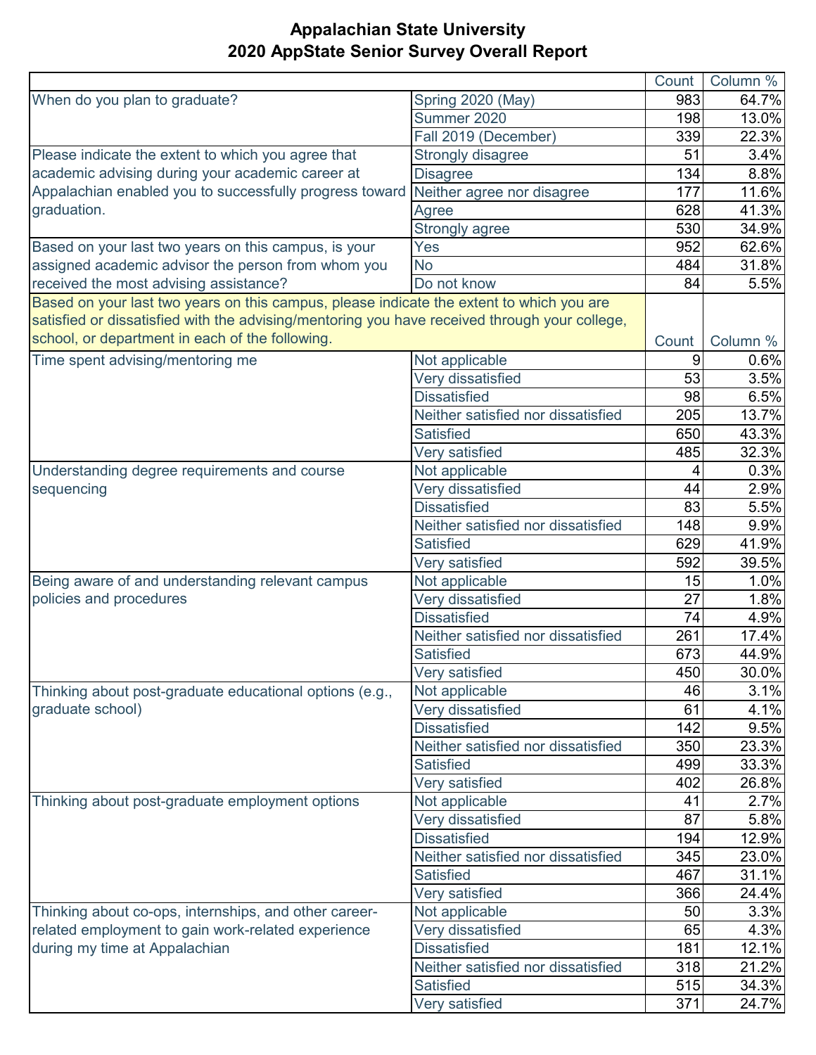# Appalachian State University
# 2020 AppState Senior Survey Overall Report

| | | Count | Column % |
|---|---|---|---|
| When do you plan to graduate? | Spring 2020 (May) | 983 | 64.7% |
| | Summer 2020 | 198 | 13.0% |
| | Fall 2019 (December) | 339 | 22.3% |
| Please indicate the extent to which you agree that academic advising during your academic career at Appalachian enabled you to successfully progress toward graduation. | Strongly disagree | 51 | 3.4% |
| | Disagree | 134 | 8.8% |
| | Neither agree nor disagree | 177 | 11.6% |
| | Agree | 628 | 41.3% |
| | Strongly agree | 530 | 34.9% |
| Based on your last two years on this campus, is your assigned academic advisor the person from whom you received the most advising assistance? | Yes | 952 | 62.6% |
| | No | 484 | 31.8% |
| | Do not know | 84 | 5.5% |

| Based on your last two years on this campus, please indicate the extent to which you are satisfied or dissatisfied with the advising/mentoring you have received through your college, school, or department in each of the following. | | Count | Column % |
|---|---|---|---|
| Time spent advising/mentoring me | Not applicable | 9 | 0.6% |
| | Very dissatisfied | 53 | 3.5% |
| | Dissatisfied | 98 | 6.5% |
| | Neither satisfied nor dissatisfied | 205 | 13.7% |
| | Satisfied | 650 | 43.3% |
| | Very satisfied | 485 | 32.3% |
| Understanding degree requirements and course sequencing | Not applicable | 4 | 0.3% |
| | Very dissatisfied | 44 | 2.9% |
| | Dissatisfied | 83 | 5.5% |
| | Neither satisfied nor dissatisfied | 148 | 9.9% |
| | Satisfied | 629 | 41.9% |
| | Very satisfied | 592 | 39.5% |
| Being aware of and understanding relevant campus policies and procedures | Not applicable | 15 | 1.0% |
| | Very dissatisfied | 27 | 1.8% |
| | Dissatisfied | 74 | 4.9% |
| | Neither satisfied nor dissatisfied | 261 | 17.4% |
| | Satisfied | 673 | 44.9% |
| | Very satisfied | 450 | 30.0% |
| Thinking about post-graduate educational options (e.g., graduate school) | Not applicable | 46 | 3.1% |
| | Very dissatisfied | 61 | 4.1% |
| | Dissatisfied | 142 | 9.5% |
| | Neither satisfied nor dissatisfied | 350 | 23.3% |
| | Satisfied | 499 | 33.3% |
| | Very satisfied | 402 | 26.8% |
| Thinking about post-graduate employment options | Not applicable | 41 | 2.7% |
| | Very dissatisfied | 87 | 5.8% |
| | Dissatisfied | 194 | 12.9% |
| | Neither satisfied nor dissatisfied | 345 | 23.0% |
| | Satisfied | 467 | 31.1% |
| | Very satisfied | 366 | 24.4% |
| Thinking about co-ops, internships, and other career-related employment to gain work-related experience during my time at Appalachian | Not applicable | 50 | 3.3% |
| | Very dissatisfied | 65 | 4.3% |
| | Dissatisfied | 181 | 12.1% |
| | Neither satisfied nor dissatisfied | 318 | 21.2% |
| | Satisfied | 515 | 34.3% |
| | Very satisfied | 371 | 24.7% |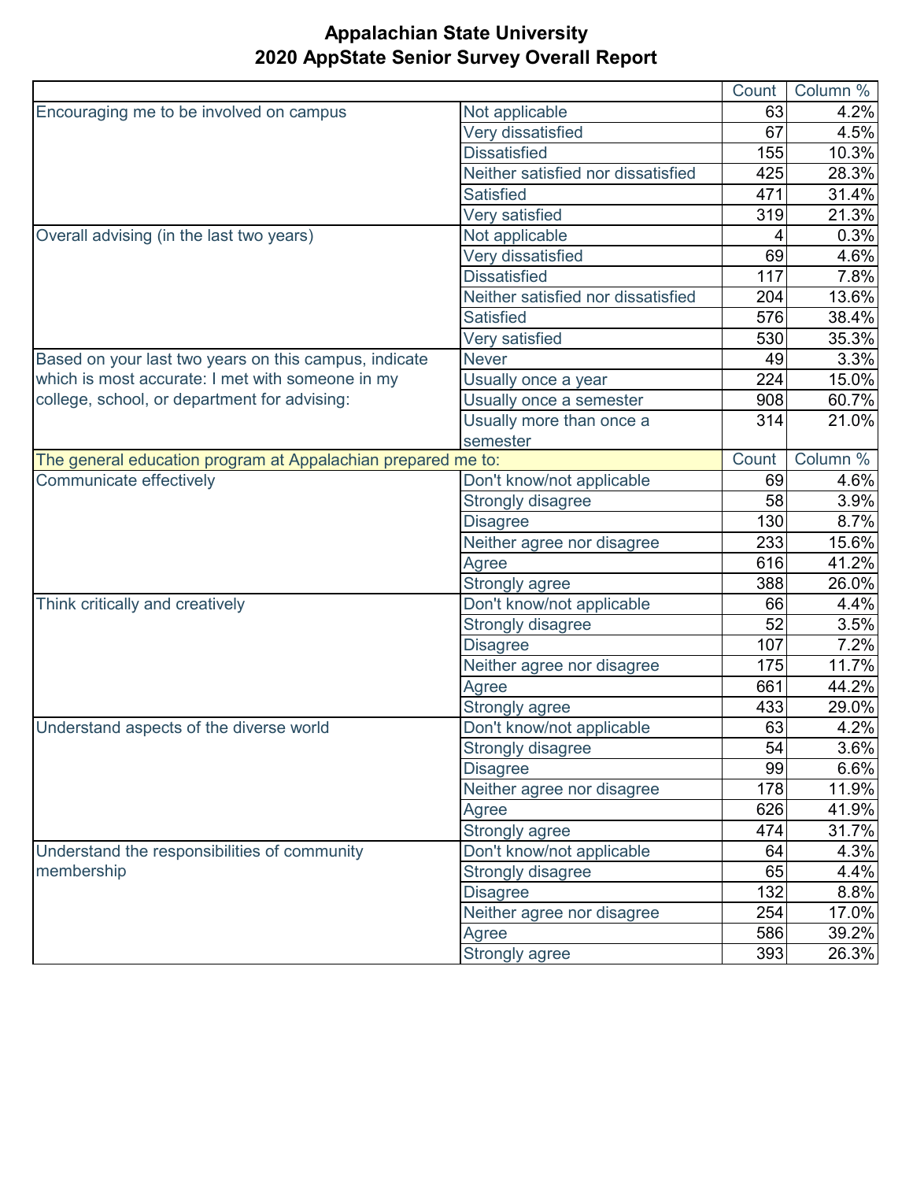# Appalachian State University
## 2020 AppState Senior Survey Overall Report

| | | Count | Column % |
|---|---|---|---|
| Encouraging me to be involved on campus | Not applicable | 63 | 4.2% |
| | Very dissatisfied | 67 | 4.5% |
| | Dissatisfied | 155 | 10.3% |
| | Neither satisfied nor dissatisfied | 425 | 28.3% |
| | Satisfied | 471 | 31.4% |
| | Very satisfied | 319 | 21.3% |
| Overall advising (in the last two years) | Not applicable | 4 | 0.3% |
| | Very dissatisfied | 69 | 4.6% |
| | Dissatisfied | 117 | 7.8% |
| | Neither satisfied nor dissatisfied | 204 | 13.6% |
| | Satisfied | 576 | 38.4% |
| | Very satisfied | 530 | 35.3% |
| Based on your last two years on this campus, indicate which is most accurate: I met with someone in my college, school, or department for advising: | Never | 49 | 3.3% |
| | Usually once a year | 224 | 15.0% |
| | Usually once a semester | 908 | 60.7% |
| | Usually more than once a semester | 314 | 21.0% |
| **The general education program at Appalachian prepared me to:** | | Count | Column % |
| Communicate effectively | Don't know/not applicable | 69 | 4.6% |
| | Strongly disagree | 58 | 3.9% |
| | Disagree | 130 | 8.7% |
| | Neither agree nor disagree | 233 | 15.6% |
| | Agree | 616 | 41.2% |
| | Strongly agree | 388 | 26.0% |
| Think critically and creatively | Don't know/not applicable | 66 | 4.4% |
| | Strongly disagree | 52 | 3.5% |
| | Disagree | 107 | 7.2% |
| | Neither agree nor disagree | 175 | 11.7% |
| | Agree | 661 | 44.2% |
| | Strongly agree | 433 | 29.0% |
| Understand aspects of the diverse world | Don't know/not applicable | 63 | 4.2% |
| | Strongly disagree | 54 | 3.6% |
| | Disagree | 99 | 6.6% |
| | Neither agree nor disagree | 178 | 11.9% |
| | Agree | 626 | 41.9% |
| | Strongly agree | 474 | 31.7% |
| Understand the responsibilities of community membership | Don't know/not applicable | 64 | 4.3% |
| | Strongly disagree | 65 | 4.4% |
| | Disagree | 132 | 8.8% |
| | Neither agree nor disagree | 254 | 17.0% |
| | Agree | 586 | 39.2% |
| | Strongly agree | 393 | 26.3% |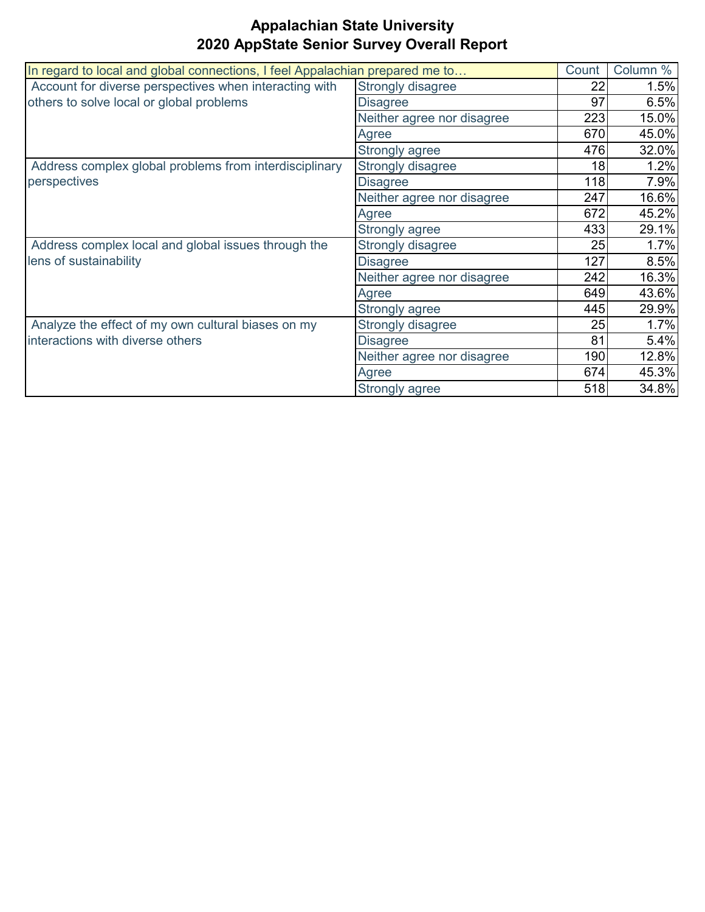# Appalachian State University
# 2020 AppState Senior Survey Overall Report

| In regard to local and global connections, I feel Appalachian prepared me to… | | Count | Column % |
|---|---|---|---|
| Account for diverse perspectives when interacting with others to solve local or global problems | Strongly disagree | 22 | 1.5% |
| | Disagree | 97 | 6.5% |
| | Neither agree nor disagree | 223 | 15.0% |
| | Agree | 670 | 45.0% |
| | Strongly agree | 476 | 32.0% |
| Address complex global problems from interdisciplinary perspectives | Strongly disagree | 18 | 1.2% |
| | Disagree | 118 | 7.9% |
| | Neither agree nor disagree | 247 | 16.6% |
| | Agree | 672 | 45.2% |
| | Strongly agree | 433 | 29.1% |
| Address complex local and global issues through the lens of sustainability | Strongly disagree | 25 | 1.7% |
| | Disagree | 127 | 8.5% |
| | Neither agree nor disagree | 242 | 16.3% |
| | Agree | 649 | 43.6% |
| | Strongly agree | 445 | 29.9% |
| Analyze the effect of my own cultural biases on my interactions with diverse others | Strongly disagree | 25 | 1.7% |
| | Disagree | 81 | 5.4% |
| | Neither agree nor disagree | 190 | 12.8% |
| | Agree | 674 | 45.3% |
| | Strongly agree | 518 | 34.8% |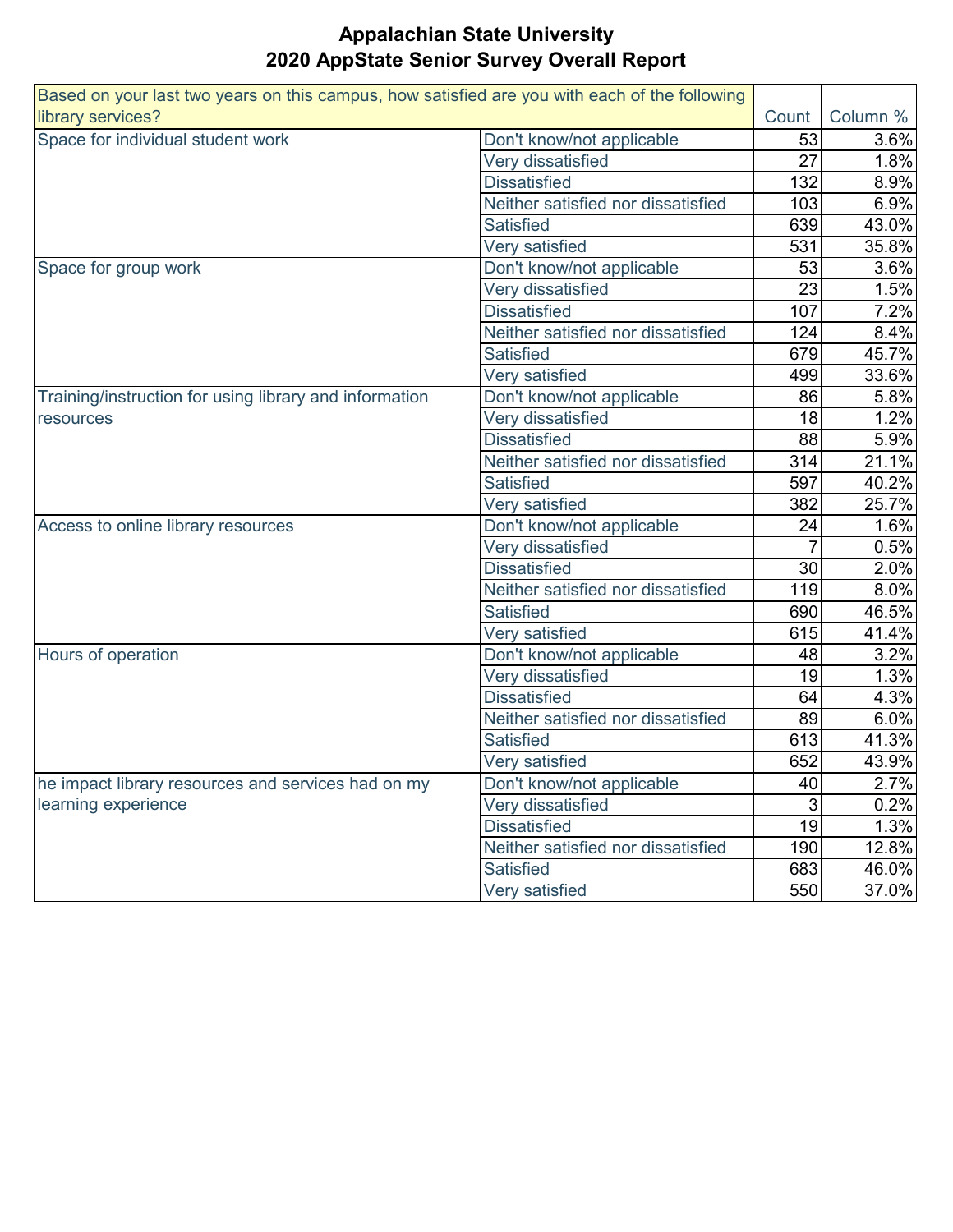# Appalachian State University
# 2020 AppState Senior Survey Overall Report

| Based on your last two years on this campus, how satisfied are you with each of the following library services? | | Count | Column % |
|---|---|---|---|
| Space for individual student work | Don't know/not applicable | 53 | 3.6% |
| | Very dissatisfied | 27 | 1.8% |
| | Dissatisfied | 132 | 8.9% |
| | Neither satisfied nor dissatisfied | 103 | 6.9% |
| | Satisfied | 639 | 43.0% |
| | Very satisfied | 531 | 35.8% |
| Space for group work | Don't know/not applicable | 53 | 3.6% |
| | Very dissatisfied | 23 | 1.5% |
| | Dissatisfied | 107 | 7.2% |
| | Neither satisfied nor dissatisfied | 124 | 8.4% |
| | Satisfied | 679 | 45.7% |
| | Very satisfied | 499 | 33.6% |
| Training/instruction for using library and information resources | Don't know/not applicable | 86 | 5.8% |
| | Very dissatisfied | 18 | 1.2% |
| | Dissatisfied | 88 | 5.9% |
| | Neither satisfied nor dissatisfied | 314 | 21.1% |
| | Satisfied | 597 | 40.2% |
| | Very satisfied | 382 | 25.7% |
| Access to online library resources | Don't know/not applicable | 24 | 1.6% |
| | Very dissatisfied | 7 | 0.5% |
| | Dissatisfied | 30 | 2.0% |
| | Neither satisfied nor dissatisfied | 119 | 8.0% |
| | Satisfied | 690 | 46.5% |
| | Very satisfied | 615 | 41.4% |
| Hours of operation | Don't know/not applicable | 48 | 3.2% |
| | Very dissatisfied | 19 | 1.3% |
| | Dissatisfied | 64 | 4.3% |
| | Neither satisfied nor dissatisfied | 89 | 6.0% |
| | Satisfied | 613 | 41.3% |
| | Very satisfied | 652 | 43.9% |
| he impact library resources and services had on my learning experience | Don't know/not applicable | 40 | 2.7% |
| | Very dissatisfied | 3 | 0.2% |
| | Dissatisfied | 19 | 1.3% |
| | Neither satisfied nor dissatisfied | 190 | 12.8% |
| | Satisfied | 683 | 46.0% |
| | Very satisfied | 550 | 37.0% |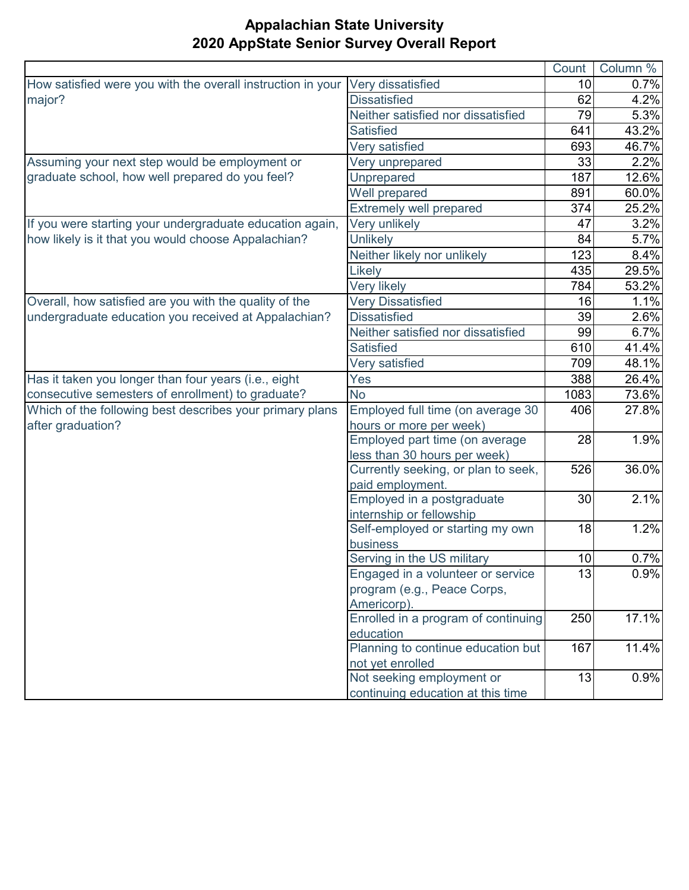# Appalachian State University
## 2020 AppState Senior Survey Overall Report

| | | Count | Column % |
|---|---|---|---|
| How satisfied were you with the overall instruction in your major? | Very dissatisfied | 10 | 0.7% |
| | Dissatisfied | 62 | 4.2% |
| | Neither satisfied nor dissatisfied | 79 | 5.3% |
| | Satisfied | 641 | 43.2% |
| | Very satisfied | 693 | 46.7% |
| Assuming your next step would be employment or graduate school, how well prepared do you feel? | Very unprepared | 33 | 2.2% |
| | Unprepared | 187 | 12.6% |
| | Well prepared | 891 | 60.0% |
| | Extremely well prepared | 374 | 25.2% |
| If you were starting your undergraduate education again, how likely is it that you would choose Appalachian? | Very unlikely | 47 | 3.2% |
| | Unlikely | 84 | 5.7% |
| | Neither likely nor unlikely | 123 | 8.4% |
| | Likely | 435 | 29.5% |
| | Very likely | 784 | 53.2% |
| Overall, how satisfied are you with the quality of the undergraduate education you received at Appalachian? | Very Dissatisfied | 16 | 1.1% |
| | Dissatisfied | 39 | 2.6% |
| | Neither satisfied nor dissatisfied | 99 | 6.7% |
| | Satisfied | 610 | 41.4% |
| | Very satisfied | 709 | 48.1% |
| Has it taken you longer than four years (i.e., eight consecutive semesters of enrollment) to graduate? | Yes | 388 | 26.4% |
| | No | 1083 | 73.6% |
| Which of the following best describes your primary plans after graduation? | Employed full time (on average 30 hours or more per week) | 406 | 27.8% |
| | Employed part time (on average less than 30 hours per week) | 28 | 1.9% |
| | Currently seeking, or plan to seek, paid employment. | 526 | 36.0% |
| | Employed in a postgraduate internship or fellowship | 30 | 2.1% |
| | Self-employed or starting my own business | 18 | 1.2% |
| | Serving in the US military | 10 | 0.7% |
| | Engaged in a volunteer or service program (e.g., Peace Corps, Americorp). | 13 | 0.9% |
| | Enrolled in a program of continuing education | 250 | 17.1% |
| | Planning to continue education but not yet enrolled | 167 | 11.4% |
| | Not seeking employment or continuing education at this time | 13 | 0.9% |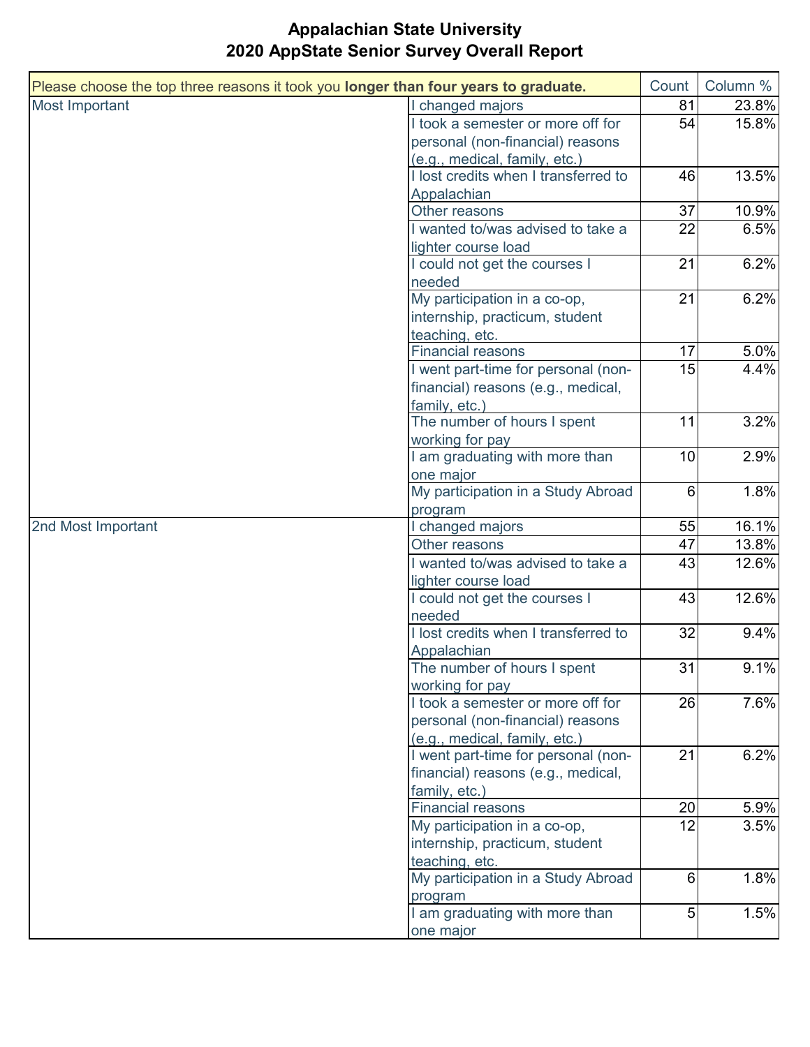# Appalachian State University
# 2020 AppState Senior Survey Overall Report

| Please choose the top three reasons it took you **longer than four years to graduate.** | | Count | Column % |
|---|---|---|---|
| Most Important | I changed majors | 81 | 23.8% |
| | I took a semester or more off for personal (non-financial) reasons (e.g., medical, family, etc.) | 54 | 15.8% |
| | I lost credits when I transferred to Appalachian | 46 | 13.5% |
| | Other reasons | 37 | 10.9% |
| | I wanted to/was advised to take a lighter course load | 22 | 6.5% |
| | I could not get the courses I needed | 21 | 6.2% |
| | My participation in a co-op, internship, practicum, student teaching, etc. | 21 | 6.2% |
| | Financial reasons | 17 | 5.0% |
| | I went part-time for personal (non-financial) reasons (e.g., medical, family, etc.) | 15 | 4.4% |
| | The number of hours I spent working for pay | 11 | 3.2% |
| | I am graduating with more than one major | 10 | 2.9% |
| | My participation in a Study Abroad program | 6 | 1.8% |
| 2nd Most Important | I changed majors | 55 | 16.1% |
| | Other reasons | 47 | 13.8% |
| | I wanted to/was advised to take a lighter course load | 43 | 12.6% |
| | I could not get the courses I needed | 43 | 12.6% |
| | I lost credits when I transferred to Appalachian | 32 | 9.4% |
| | The number of hours I spent working for pay | 31 | 9.1% |
| | I took a semester or more off for personal (non-financial) reasons (e.g., medical, family, etc.) | 26 | 7.6% |
| | I went part-time for personal (non-financial) reasons (e.g., medical, family, etc.) | 21 | 6.2% |
| | Financial reasons | 20 | 5.9% |
| | My participation in a co-op, internship, practicum, student teaching, etc. | 12 | 3.5% |
| | My participation in a Study Abroad program | 6 | 1.8% |
| | I am graduating with more than one major | 5 | 1.5% |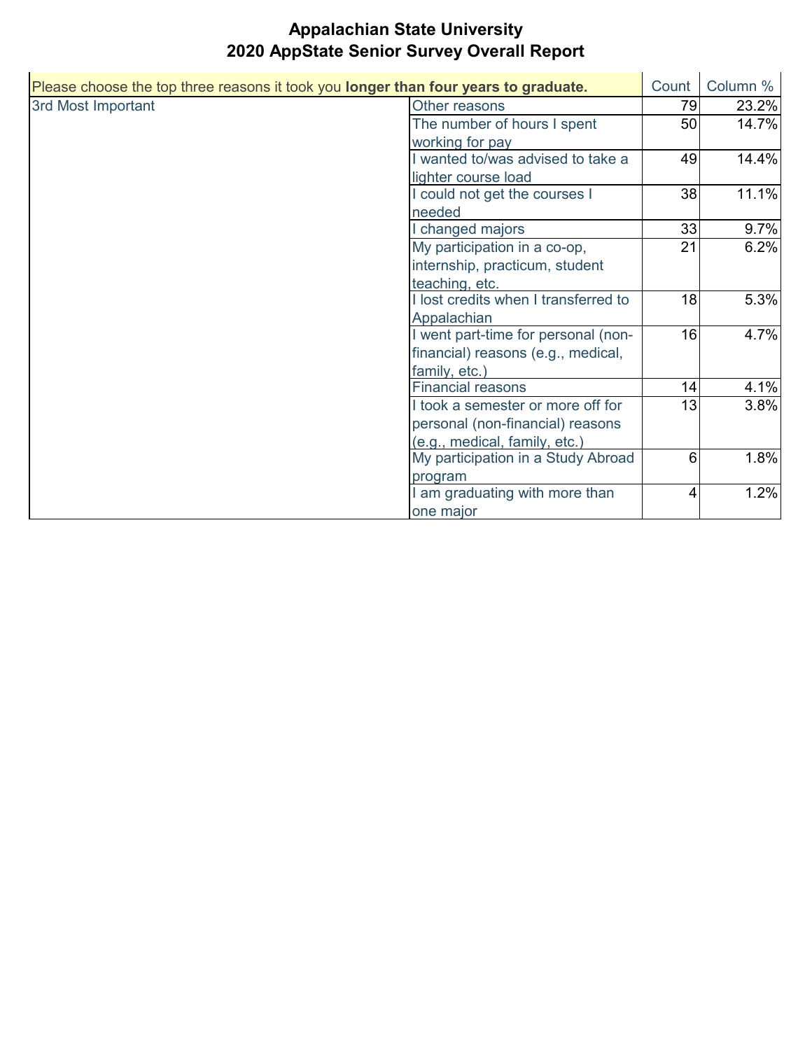# Appalachian State University
## 2020 AppState Senior Survey Overall Report

| Please choose the top three reasons it took you **longer than four years to graduate.** | | Count | Column % |
|---|---|---|---|
| 3rd Most Important | Other reasons | 79 | 23.2% |
| | The number of hours I spent working for pay | 50 | 14.7% |
| | I wanted to/was advised to take a lighter course load | 49 | 14.4% |
| | I could not get the courses I needed | 38 | 11.1% |
| | I changed majors | 33 | 9.7% |
| | My participation in a co-op, internship, practicum, student teaching, etc. | 21 | 6.2% |
| | I lost credits when I transferred to Appalachian | 18 | 5.3% |
| | I went part-time for personal (non-financial) reasons (e.g., medical, family, etc.) | 16 | 4.7% |
| | Financial reasons | 14 | 4.1% |
| | I took a semester or more off for personal (non-financial) reasons (e.g., medical, family, etc.) | 13 | 3.8% |
| | My participation in a Study Abroad program | 6 | 1.8% |
| | I am graduating with more than one major | 4 | 1.2% |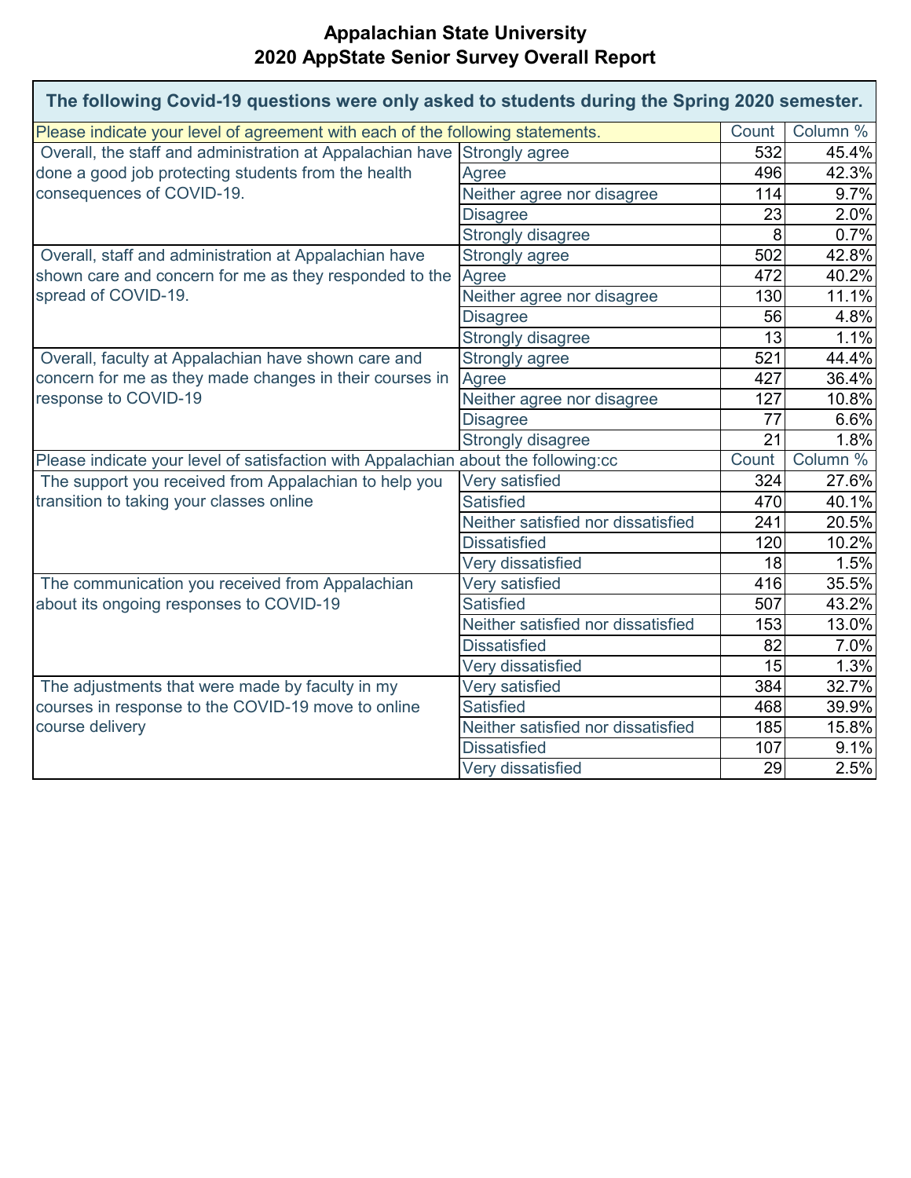# Appalachian State University
# 2020 AppState Senior Survey Overall Report

**The following Covid-19 questions were only asked to students during the Spring 2020 semester.**

| Please indicate your level of agreement with each of the following statements. | | Count | Column % |
|---|---|---|---|
| Overall, the staff and administration at Appalachian have done a good job protecting students from the health consequences of COVID-19. | Strongly agree | 532 | 45.4% |
| | Agree | 496 | 42.3% |
| | Neither agree nor disagree | 114 | 9.7% |
| | Disagree | 23 | 2.0% |
| | Strongly disagree | 8 | 0.7% |
| Overall, staff and administration at Appalachian have shown care and concern for me as they responded to the spread of COVID-19. | Strongly agree | 502 | 42.8% |
| | Agree | 472 | 40.2% |
| | Neither agree nor disagree | 130 | 11.1% |
| | Disagree | 56 | 4.8% |
| | Strongly disagree | 13 | 1.1% |
| Overall, faculty at Appalachian have shown care and concern for me as they made changes in their courses in response to COVID-19 | Strongly agree | 521 | 44.4% |
| | Agree | 427 | 36.4% |
| | Neither agree nor disagree | 127 | 10.8% |
| | Disagree | 77 | 6.6% |
| | Strongly disagree | 21 | 1.8% |
| **Please indicate your level of satisfaction with Appalachian about the following:cc** | | **Count** | **Column %** |
| The support you received from Appalachian to help you transition to taking your classes online | Very satisfied | 324 | 27.6% |
| | Satisfied | 470 | 40.1% |
| | Neither satisfied nor dissatisfied | 241 | 20.5% |
| | Dissatisfied | 120 | 10.2% |
| | Very dissatisfied | 18 | 1.5% |
| The communication you received from Appalachian about its ongoing responses to COVID-19 | Very satisfied | 416 | 35.5% |
| | Satisfied | 507 | 43.2% |
| | Neither satisfied nor dissatisfied | 153 | 13.0% |
| | Dissatisfied | 82 | 7.0% |
| | Very dissatisfied | 15 | 1.3% |
| The adjustments that were made by faculty in my courses in response to the COVID-19 move to online course delivery | Very satisfied | 384 | 32.7% |
| | Satisfied | 468 | 39.9% |
| | Neither satisfied nor dissatisfied | 185 | 15.8% |
| | Dissatisfied | 107 | 9.1% |
| | Very dissatisfied | 29 | 2.5% |